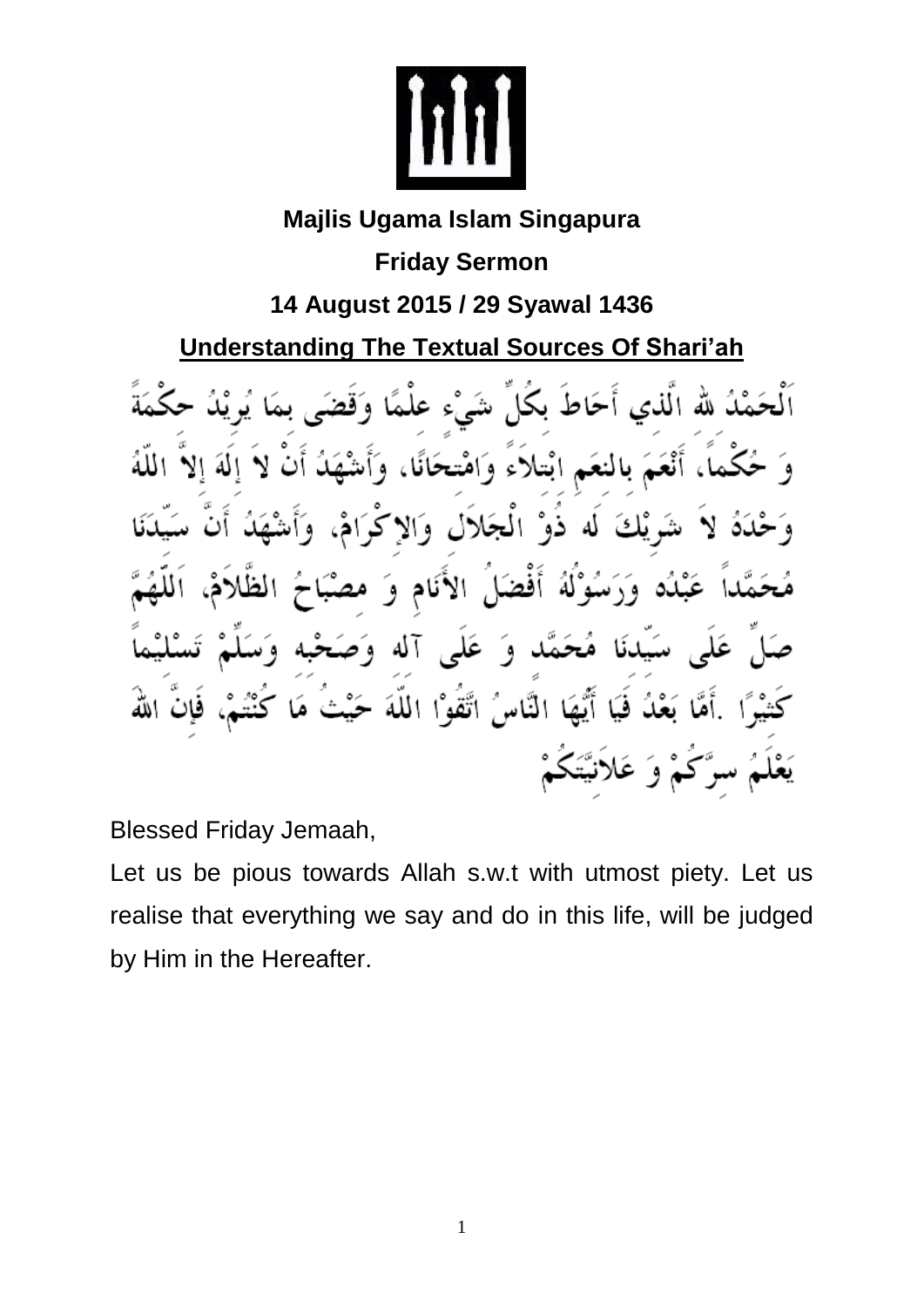**Majlis Ugama Islam Singapura**

**Friday Sermon**

**14 August 2015 / 29 Syawal 1436**

## Understanding The Textual Sources Of Shari'ah

اَلْحَمْدُ للهِ الَّذِي أَحَاطَ بِكُلِّ شَيْءٍ عِلْمًا وَقَضَى بِمَا يُرِيْدُ حِكْمَةً وَ حُكْماً، أَنْعَمَ بِالنِعَمِ ابْتِلاَءً وَامْتِحَانًا، وَأَشْهَدُ أَنْ لاَ إِلَهَ إِلاَّ اللّهُ وَحْدَهُ لاَ شَرِيْكَ لَه ذُوْ الْجَلاَلِ وَالإِكْرَامْ، وَأَشْهَدُ أَنَّ سَيِّدَنَا مُحَمَّداً عَبْدُه وَرَسُوْلُهُ أَفْضَلُ الأَنَامِ وَ مِصْبَاحُ الظَّلاَمْ، اَللَّهُمَّ صَلِّ عَلَى سَيِّدِنَا مُحَمَّدٍ وَ عَلَى آلِه وَصَحْبِه وَسَلِّمْ تَسْلِيْماً كَثِيْرًا .أَمَّا بَعْدُ فَيَا أَيُّهَا النَّاسُ اتَّقُوْا اللّهَ حَيْثُ مَا كُنْتُمْ، فَإِنَّ اللهَ يَعْلَمُ سِرَّكُمْ وَ عَلاَنِيَّتَكُمْ

Blessed Friday Jemaah,

Let us be pious towards Allah s.w.t with utmost piety. Let us realise that everything we say and do in this life, will be judged by Him in the Hereafter.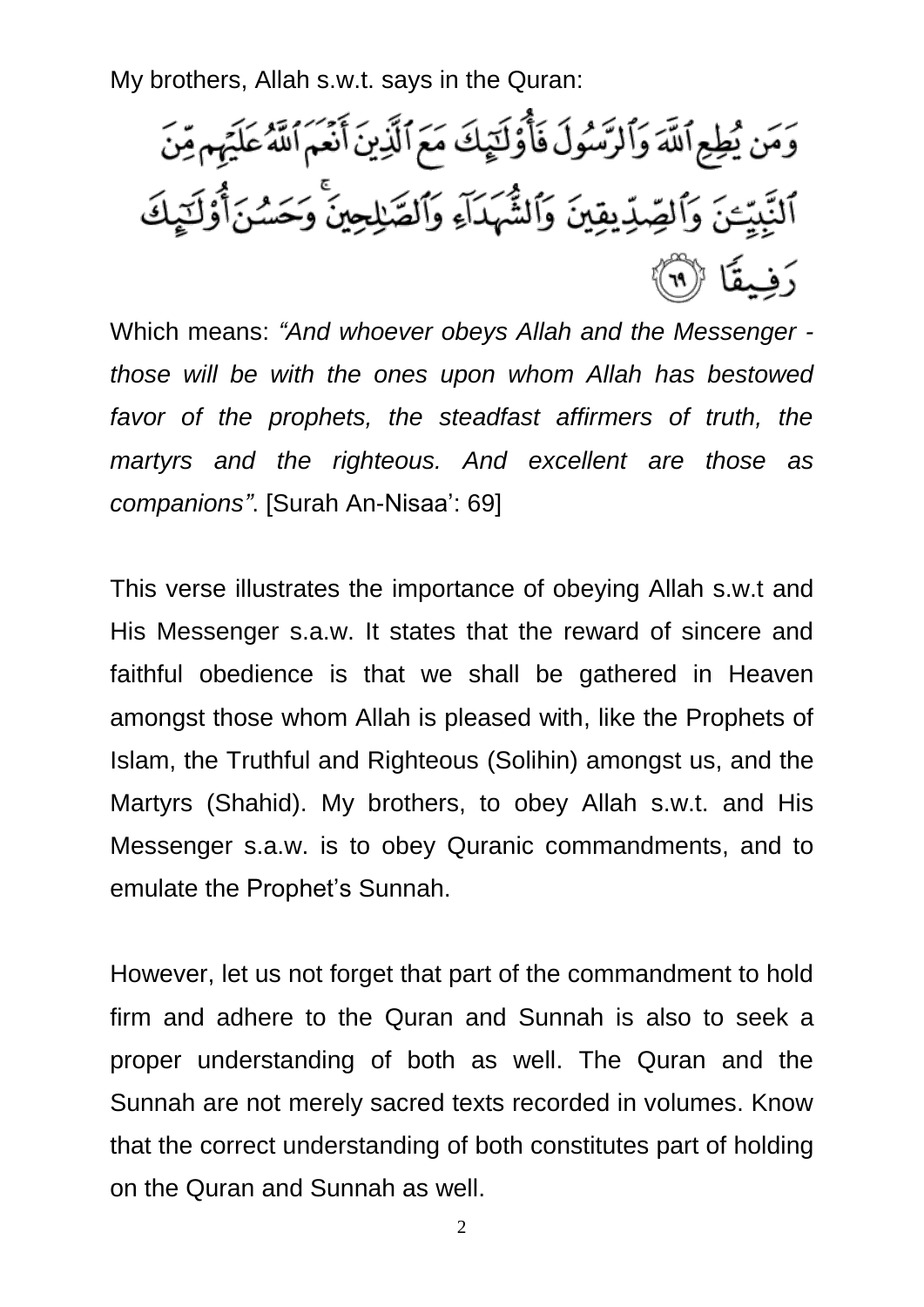My brothers, Allah s.w.t. says in the Quran:

وَمَن يُطِعِ ٱللَّهَ وَٱلرَّسُولَ فَأُوْلَٰٓئِكَ مَعَ ٱلَّذِينَ أَنْعَمَ ٱللَّهُ عَلَيْهِم مِّنَ ٱلنَّبِيِّـۧنَ وَٱلصِّدِّيقِينَ وَٱلشُّهَدَآءِ وَٱلصَّٰلِحِينَ ۚ وَحَسُنَ أُوْلَٰٓئِكَ رَفِيقًا ﴿٦٩﴾

Which means: *"And whoever obeys Allah and the Messenger - those will be with the ones upon whom Allah has bestowed favor of the prophets, the steadfast affirmers of truth, the martyrs and the righteous. And excellent are those as companions"*. [Surah An-Nisaa': 69]

This verse illustrates the importance of obeying Allah s.w.t and His Messenger s.a.w. It states that the reward of sincere and faithful obedience is that we shall be gathered in Heaven amongst those whom Allah is pleased with, like the Prophets of Islam, the Truthful and Righteous (Solihin) amongst us, and the Martyrs (Shahid). My brothers, to obey Allah s.w.t. and His Messenger s.a.w. is to obey Quranic commandments, and to emulate the Prophet's Sunnah.

However, let us not forget that part of the commandment to hold firm and adhere to the Quran and Sunnah is also to seek a proper understanding of both as well. The Quran and the Sunnah are not merely sacred texts recorded in volumes. Know that the correct understanding of both constitutes part of holding on the Quran and Sunnah as well.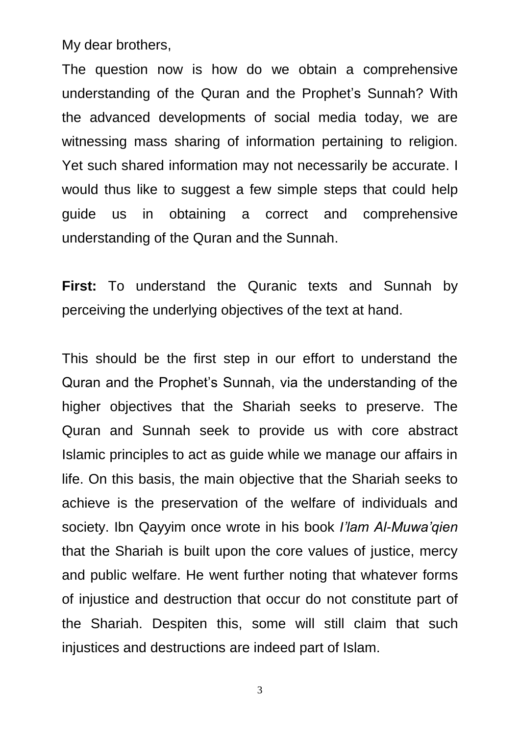My dear brothers,

The question now is how do we obtain a comprehensive understanding of the Quran and the Prophet's Sunnah? With the advanced developments of social media today, we are witnessing mass sharing of information pertaining to religion. Yet such shared information may not necessarily be accurate. I would thus like to suggest a few simple steps that could help guide us in obtaining a correct and comprehensive understanding of the Quran and the Sunnah.

**First:** To understand the Quranic texts and Sunnah by perceiving the underlying objectives of the text at hand.

This should be the first step in our effort to understand the Quran and the Prophet's Sunnah, via the understanding of the higher objectives that the Shariah seeks to preserve. The Quran and Sunnah seek to provide us with core abstract Islamic principles to act as guide while we manage our affairs in life. On this basis, the main objective that the Shariah seeks to achieve is the preservation of the welfare of individuals and society. Ibn Qayyim once wrote in his book *I'lam Al-Muwa'qien* that the Shariah is built upon the core values of justice, mercy and public welfare. He went further noting that whatever forms of injustice and destruction that occur do not constitute part of the Shariah. Despiten this, some will still claim that such injustices and destructions are indeed part of Islam.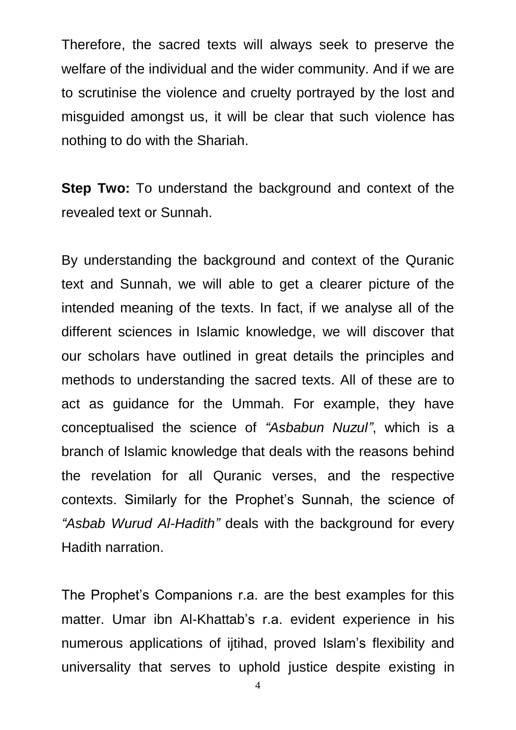Therefore, the sacred texts will always seek to preserve the welfare of the individual and the wider community. And if we are to scrutinise the violence and cruelty portrayed by the lost and misguided amongst us, it will be clear that such violence has nothing to do with the Shariah.

**Step Two:** To understand the background and context of the revealed text or Sunnah.

By understanding the background and context of the Quranic text and Sunnah, we will able to get a clearer picture of the intended meaning of the texts. In fact, if we analyse all of the different sciences in Islamic knowledge, we will discover that our scholars have outlined in great details the principles and methods to understanding the sacred texts. All of these are to act as guidance for the Ummah. For example, they have conceptualised the science of *"Asbabun Nuzul"*, which is a branch of Islamic knowledge that deals with the reasons behind the revelation for all Quranic verses, and the respective contexts. Similarly for the Prophet's Sunnah, the science of *"Asbab Wurud Al-Hadith"* deals with the background for every Hadith narration.

The Prophet's Companions r.a. are the best examples for this matter. Umar ibn Al-Khattab's r.a. evident experience in his numerous applications of ijtihad, proved Islam's flexibility and universality that serves to uphold justice despite existing in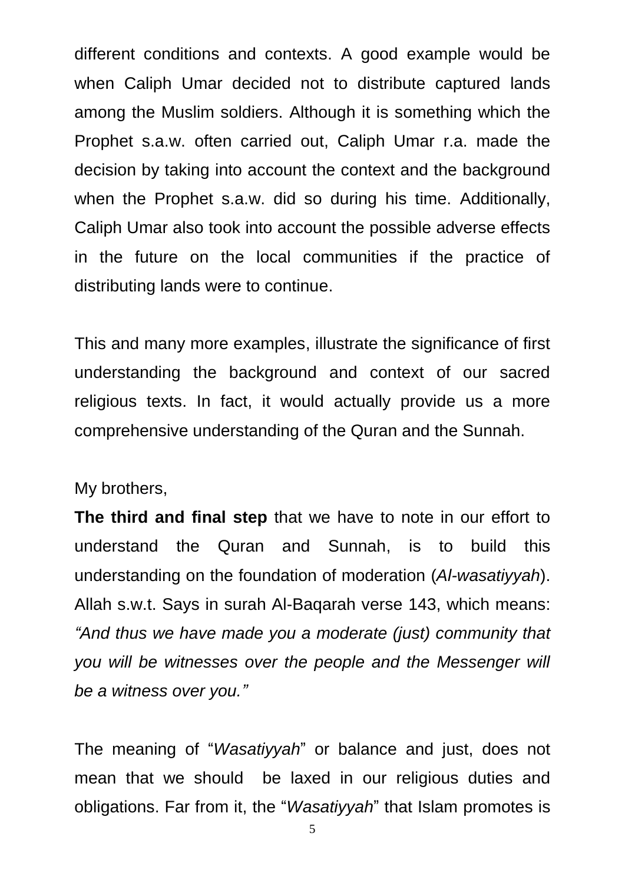different conditions and contexts. A good example would be when Caliph Umar decided not to distribute captured lands among the Muslim soldiers. Although it is something which the Prophet s.a.w. often carried out, Caliph Umar r.a. made the decision by taking into account the context and the background when the Prophet s.a.w. did so during his time. Additionally, Caliph Umar also took into account the possible adverse effects in the future on the local communities if the practice of distributing lands were to continue.

This and many more examples, illustrate the significance of first understanding the background and context of our sacred religious texts. In fact, it would actually provide us a more comprehensive understanding of the Quran and the Sunnah.

My brothers,

**The third and final step** that we have to note in our effort to understand the Quran and Sunnah, is to build this understanding on the foundation of moderation (*Al-wasatiyyah*). Allah s.w.t. Says in surah Al-Baqarah verse 143, which means: *"And thus we have made you a moderate (just) community that you will be witnesses over the people and the Messenger will be a witness over you."*

The meaning of "*Wasatiyyah*" or balance and just, does not mean that we should be laxed in our religious duties and obligations. Far from it, the "*Wasatiyyah*" that Islam promotes is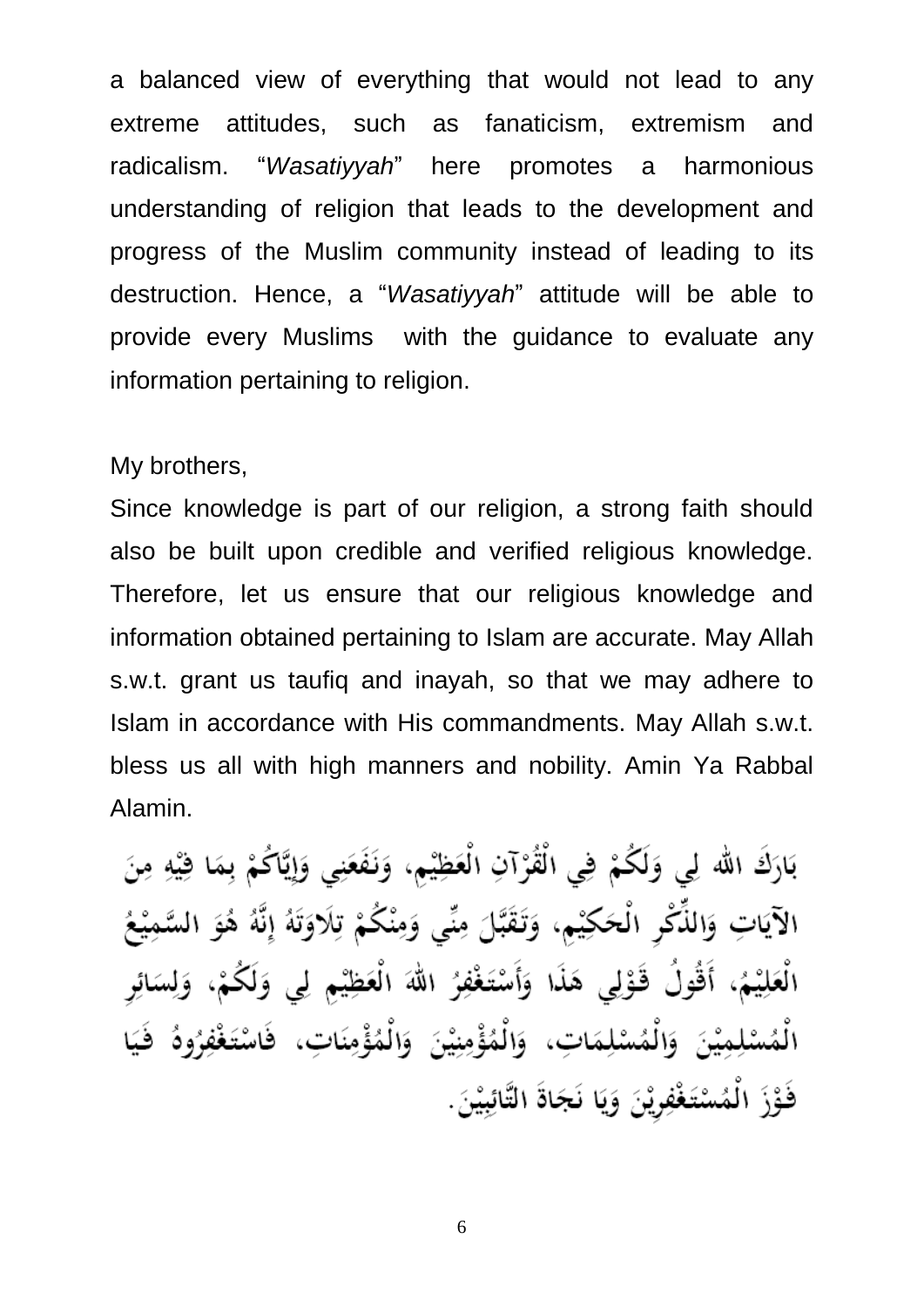a balanced view of everything that would not lead to any extreme attitudes, such as fanaticism, extremism and radicalism. "*Wasatiyyah*" here promotes a harmonious understanding of religion that leads to the development and progress of the Muslim community instead of leading to its destruction. Hence, a "*Wasatiyyah*" attitude will be able to provide every Muslims with the guidance to evaluate any information pertaining to religion.

My brothers,

Since knowledge is part of our religion, a strong faith should also be built upon credible and verified religious knowledge. Therefore, let us ensure that our religious knowledge and information obtained pertaining to Islam are accurate. May Allah s.w.t. grant us taufiq and inayah, so that we may adhere to Islam in accordance with His commandments. May Allah s.w.t. bless us all with high manners and nobility. Amin Ya Rabbal Alamin.

بَارَكَ اللهُ لِي وَلَكُمْ فِي الْقُرْآنِ الْعَظِيْمِ، وَنَفَعَنِي وَإِيَّاكُمْ بِمَا فِيْهِ مِنَ الآيَاتِ وَالذِّكْرِ الْحَكِيْمِ، وَتَقَبَّلَ مِنِّي وَمِنْكُمْ تِلَاوَتَهُ إِنَّهُ هُوَ السَّمِيْعُ الْعَلِيْمُ، أَقُولُ قَوْلِي هَذَا وَأَسْتَغْفِرُ اللهَ الْعَظِيْمِ لِي وَلَكُمْ، وَلِسَائِرِ الْمُسْلِمِيْنَ وَالْمُسْلِمَاتِ، وَالْمُؤْمِنِيْنَ وَالْمُؤْمِنَاتِ، فَاسْتَغْفِرُوهُ فَيَا فَوْزَ الْمُسْتَغْفِرِيْنَ وَيَا نَجَاةَ التَّائِبِيْنَ.